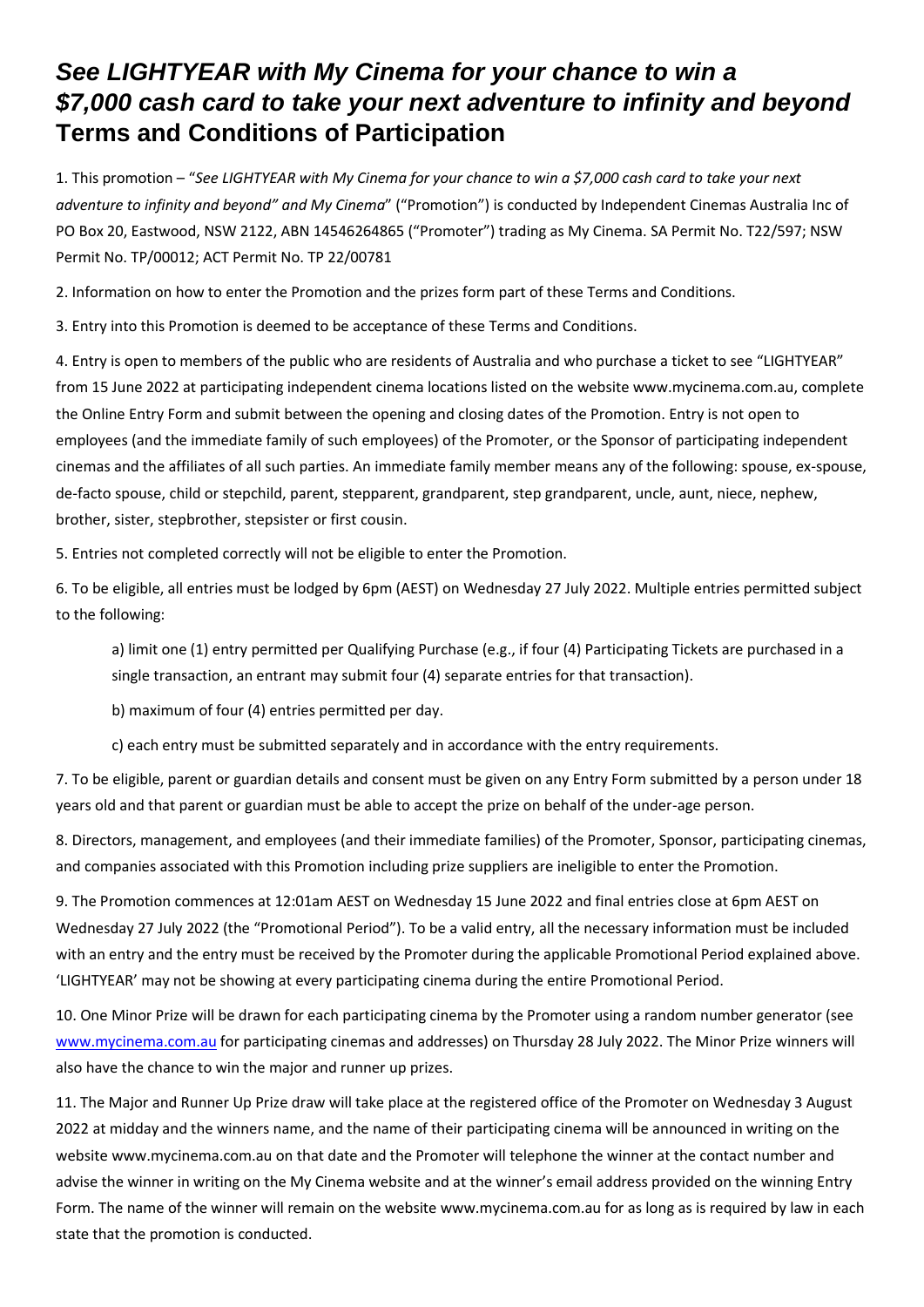# *See LIGHTYEAR with My Cinema for your chance to win a $7,000 cash card to take your next adventure to infinity and beyond*

## Terms and Conditions of Participation

1. This promotion – "*See LIGHTYEAR with My Cinema for your chance to win a $7,000 cash card to take your next adventure to infinity and beyond" and My Cinema*" ("Promotion") is conducted by Independent Cinemas Australia Inc of PO Box 20, Eastwood, NSW 2122, ABN 14546264865 ("Promoter") trading as My Cinema. SA Permit No. T22/597; NSW Permit No. TP/00012; ACT Permit No. TP 22/00781

2. Information on how to enter the Promotion and the prizes form part of these Terms and Conditions.

3. Entry into this Promotion is deemed to be acceptance of these Terms and Conditions.

4. Entry is open to members of the public who are residents of Australia and who purchase a ticket to see "LIGHTYEAR" from 15 June 2022 at participating independent cinema locations listed on the website www.mycinema.com.au, complete the Online Entry Form and submit between the opening and closing dates of the Promotion. Entry is not open to employees (and the immediate family of such employees) of the Promoter, or the Sponsor of participating independent cinemas and the affiliates of all such parties. An immediate family member means any of the following: spouse, ex-spouse, de-facto spouse, child or stepchild, parent, stepparent, grandparent, step grandparent, uncle, aunt, niece, nephew, brother, sister, stepbrother, stepsister or first cousin.

5. Entries not completed correctly will not be eligible to enter the Promotion.

6. To be eligible, all entries must be lodged by 6pm (AEST) on Wednesday 27 July 2022. Multiple entries permitted subject to the following:

   a) limit one (1) entry permitted per Qualifying Purchase (e.g., if four (4) Participating Tickets are purchased in a single transaction, an entrant may submit four (4) separate entries for that transaction).

   b) maximum of four (4) entries permitted per day.

   c) each entry must be submitted separately and in accordance with the entry requirements.

7. To be eligible, parent or guardian details and consent must be given on any Entry Form submitted by a person under 18 years old and that parent or guardian must be able to accept the prize on behalf of the under-age person.

8. Directors, management, and employees (and their immediate families) of the Promoter, Sponsor, participating cinemas, and companies associated with this Promotion including prize suppliers are ineligible to enter the Promotion.

9. The Promotion commences at 12:01am AEST on Wednesday 15 June 2022 and final entries close at 6pm AEST on Wednesday 27 July 2022 (the "Promotional Period"). To be a valid entry, all the necessary information must be included with an entry and the entry must be received by the Promoter during the applicable Promotional Period explained above. 'LIGHTYEAR' may not be showing at every participating cinema during the entire Promotional Period.

10. One Minor Prize will be drawn for each participating cinema by the Promoter using a random number generator (see www.mycinema.com.au for participating cinemas and addresses) on Thursday 28 July 2022. The Minor Prize winners will also have the chance to win the major and runner up prizes.

11. The Major and Runner Up Prize draw will take place at the registered office of the Promoter on Wednesday 3 August 2022 at midday and the winners name, and the name of their participating cinema will be announced in writing on the website www.mycinema.com.au on that date and the Promoter will telephone the winner at the contact number and advise the winner in writing on the My Cinema website and at the winner's email address provided on the winning Entry Form. The name of the winner will remain on the website www.mycinema.com.au for as long as is required by law in each state that the promotion is conducted.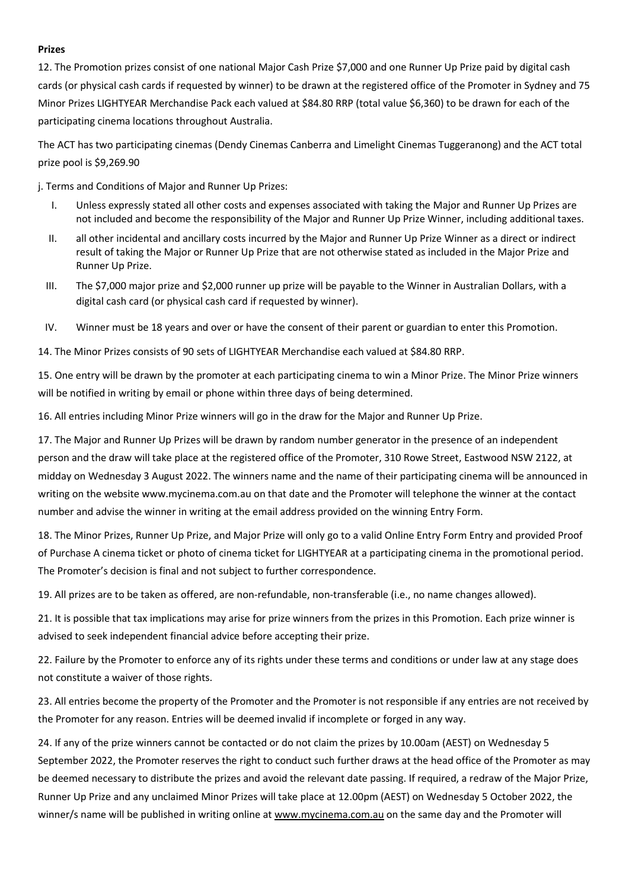**Prizes**

12. The Promotion prizes consist of one national Major Cash Prize $7,000 and one Runner Up Prize paid by digital cash cards (or physical cash cards if requested by winner) to be drawn at the registered office of the Promoter in Sydney and 75 Minor Prizes LIGHTYEAR Merchandise Pack each valued at $84.80 RRP (total value $6,360) to be drawn for each of the participating cinema locations throughout Australia.

The ACT has two participating cinemas (Dendy Cinemas Canberra and Limelight Cinemas Tuggeranong) and the ACT total prize pool is $9,269.90

j. Terms and Conditions of Major and Runner Up Prizes:

I. Unless expressly stated all other costs and expenses associated with taking the Major and Runner Up Prizes are not included and become the responsibility of the Major and Runner Up Prize Winner, including additional taxes.

II. all other incidental and ancillary costs incurred by the Major and Runner Up Prize Winner as a direct or indirect result of taking the Major or Runner Up Prize that are not otherwise stated as included in the Major Prize and Runner Up Prize.

III. The $7,000 major prize and $2,000 runner up prize will be payable to the Winner in Australian Dollars, with a digital cash card (or physical cash card if requested by winner).

IV. Winner must be 18 years and over or have the consent of their parent or guardian to enter this Promotion.

14. The Minor Prizes consists of 90 sets of LIGHTYEAR Merchandise each valued at $84.80 RRP.

15. One entry will be drawn by the promoter at each participating cinema to win a Minor Prize. The Minor Prize winners will be notified in writing by email or phone within three days of being determined.

16. All entries including Minor Prize winners will go in the draw for the Major and Runner Up Prize.

17. The Major and Runner Up Prizes will be drawn by random number generator in the presence of an independent person and the draw will take place at the registered office of the Promoter, 310 Rowe Street, Eastwood NSW 2122, at midday on Wednesday 3 August 2022. The winners name and the name of their participating cinema will be announced in writing on the website www.mycinema.com.au on that date and the Promoter will telephone the winner at the contact number and advise the winner in writing at the email address provided on the winning Entry Form.

18. The Minor Prizes, Runner Up Prize, and Major Prize will only go to a valid Online Entry Form Entry and provided Proof of Purchase A cinema ticket or photo of cinema ticket for LIGHTYEAR at a participating cinema in the promotional period. The Promoter's decision is final and not subject to further correspondence.

19. All prizes are to be taken as offered, are non-refundable, non-transferable (i.e., no name changes allowed).

21. It is possible that tax implications may arise for prize winners from the prizes in this Promotion. Each prize winner is advised to seek independent financial advice before accepting their prize.

22. Failure by the Promoter to enforce any of its rights under these terms and conditions or under law at any stage does not constitute a waiver of those rights.

23. All entries become the property of the Promoter and the Promoter is not responsible if any entries are not received by the Promoter for any reason. Entries will be deemed invalid if incomplete or forged in any way.

24. If any of the prize winners cannot be contacted or do not claim the prizes by 10.00am (AEST) on Wednesday 5 September 2022, the Promoter reserves the right to conduct such further draws at the head office of the Promoter as may be deemed necessary to distribute the prizes and avoid the relevant date passing. If required, a redraw of the Major Prize, Runner Up Prize and any unclaimed Minor Prizes will take place at 12.00pm (AEST) on Wednesday 5 October 2022, the winner/s name will be published in writing online at www.mycinema.com.au on the same day and the Promoter will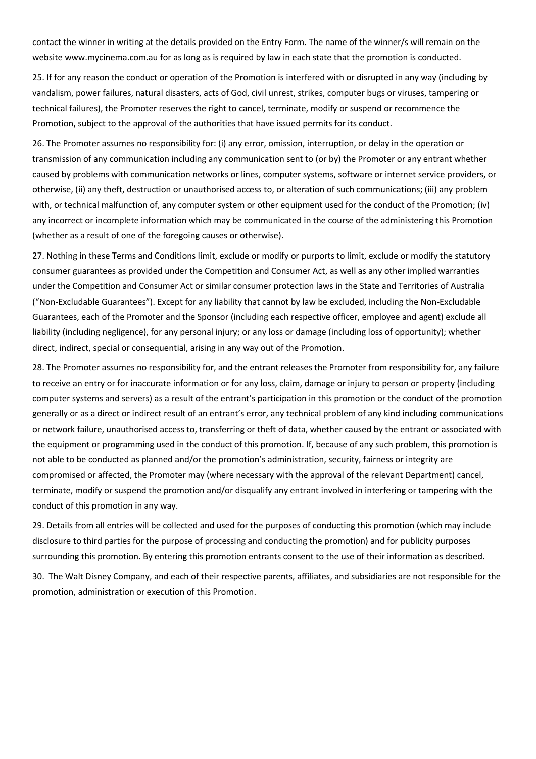contact the winner in writing at the details provided on the Entry Form. The name of the winner/s will remain on the website www.mycinema.com.au for as long as is required by law in each state that the promotion is conducted.

25. If for any reason the conduct or operation of the Promotion is interfered with or disrupted in any way (including by vandalism, power failures, natural disasters, acts of God, civil unrest, strikes, computer bugs or viruses, tampering or technical failures), the Promoter reserves the right to cancel, terminate, modify or suspend or recommence the Promotion, subject to the approval of the authorities that have issued permits for its conduct.

26. The Promoter assumes no responsibility for: (i) any error, omission, interruption, or delay in the operation or transmission of any communication including any communication sent to (or by) the Promoter or any entrant whether caused by problems with communication networks or lines, computer systems, software or internet service providers, or otherwise, (ii) any theft, destruction or unauthorised access to, or alteration of such communications; (iii) any problem with, or technical malfunction of, any computer system or other equipment used for the conduct of the Promotion; (iv) any incorrect or incomplete information which may be communicated in the course of the administering this Promotion (whether as a result of one of the foregoing causes or otherwise).

27. Nothing in these Terms and Conditions limit, exclude or modify or purports to limit, exclude or modify the statutory consumer guarantees as provided under the Competition and Consumer Act, as well as any other implied warranties under the Competition and Consumer Act or similar consumer protection laws in the State and Territories of Australia ("Non-Excludable Guarantees"). Except for any liability that cannot by law be excluded, including the Non-Excludable Guarantees, each of the Promoter and the Sponsor (including each respective officer, employee and agent) exclude all liability (including negligence), for any personal injury; or any loss or damage (including loss of opportunity); whether direct, indirect, special or consequential, arising in any way out of the Promotion.

28. The Promoter assumes no responsibility for, and the entrant releases the Promoter from responsibility for, any failure to receive an entry or for inaccurate information or for any loss, claim, damage or injury to person or property (including computer systems and servers) as a result of the entrant's participation in this promotion or the conduct of the promotion generally or as a direct or indirect result of an entrant's error, any technical problem of any kind including communications or network failure, unauthorised access to, transferring or theft of data, whether caused by the entrant or associated with the equipment or programming used in the conduct of this promotion. If, because of any such problem, this promotion is not able to be conducted as planned and/or the promotion's administration, security, fairness or integrity are compromised or affected, the Promoter may (where necessary with the approval of the relevant Department) cancel, terminate, modify or suspend the promotion and/or disqualify any entrant involved in interfering or tampering with the conduct of this promotion in any way.

29. Details from all entries will be collected and used for the purposes of conducting this promotion (which may include disclosure to third parties for the purpose of processing and conducting the promotion) and for publicity purposes surrounding this promotion. By entering this promotion entrants consent to the use of their information as described.

30. The Walt Disney Company, and each of their respective parents, affiliates, and subsidiaries are not responsible for the promotion, administration or execution of this Promotion.